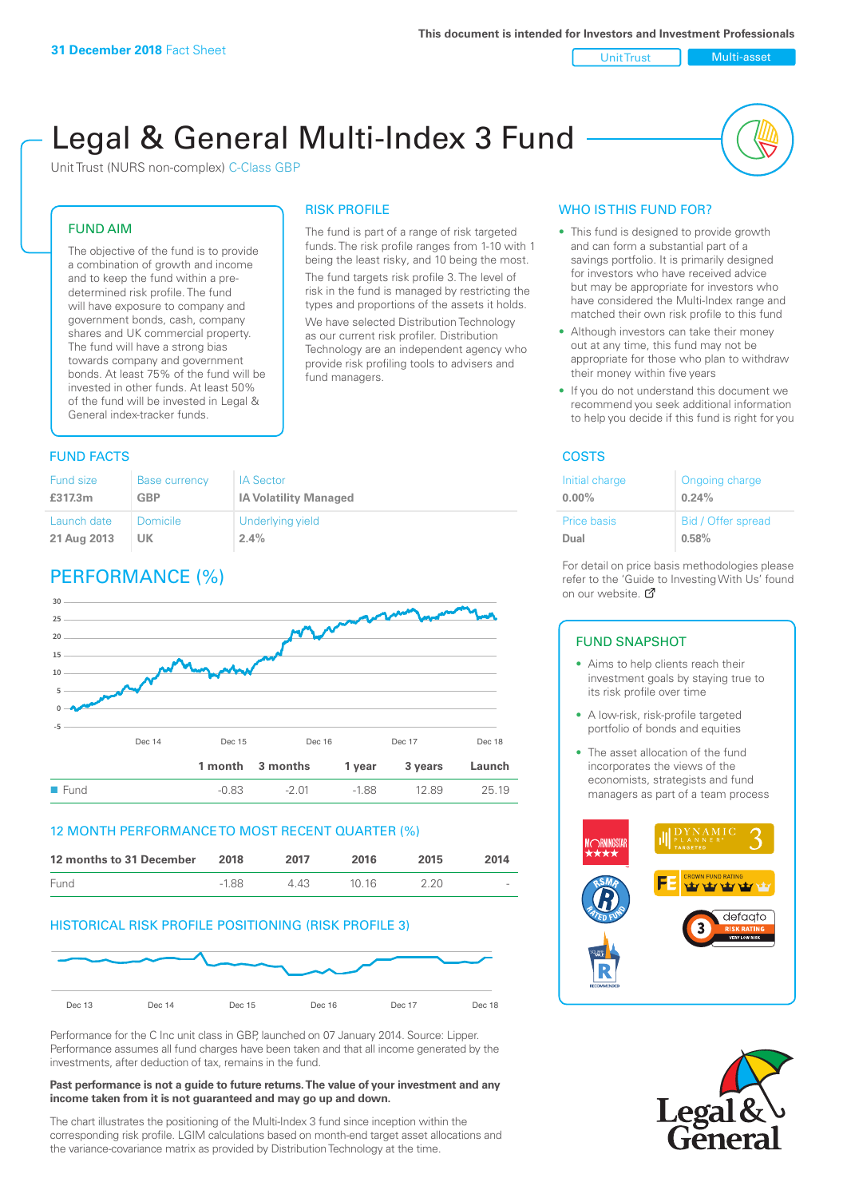**31 December 2018** Fact Sheet

This document is intended for Investors and Investment Professionals

Unit Trust | Multi-asset

# Legal & General Multi-Index 3 Fund

Unit Trust (NURS non-complex) C-Class GBP

## FUND AIM

The objective of the fund is to provide a combination of growth and income and to keep the fund within a pre-determined risk profile. The fund will have exposure to company and government bonds, cash, company shares and UK commercial property. The fund will have a strong bias towards company and government bonds. At least 75% of the fund will be invested in other funds. At least 50% of the fund will be invested in Legal & General index-tracker funds.

## RISK PROFILE

The fund is part of a range of risk targeted funds. The risk profile ranges from 1-10 with 1 being the least risky, and 10 being the most.

The fund targets risk profile 3. The level of risk in the fund is managed by restricting the types and proportions of the assets it holds.

We have selected Distribution Technology as our current risk profiler. Distribution Technology are an independent agency who provide risk profiling tools to advisers and fund managers.

## WHO IS THIS FUND FOR?

- This fund is designed to provide growth and can form a substantial part of a savings portfolio. It is primarily designed for investors who have received advice but may be appropriate for investors who have considered the Multi-Index range and matched their own risk profile to this fund
- Although investors can take their money out at any time, this fund may not be appropriate for those who plan to withdraw their money within five years
- If you do not understand this document we recommend you seek additional information to help you decide if this fund is right for you

## FUND FACTS

| Fund size | Base currency | IA Sector |
|---|---|---|
| **£317.3m** | **GBP** | **IA Volatility Managed** |
| **Launch date** | **Domicile** | **Underlying yield** |
| **21 Aug 2013** | **UK** | **2.4%** |

## COSTS

| Initial charge | Ongoing charge |
|---|---|
| **0.00%** | **0.24%** |
| **Price basis** | **Bid / Offer spread** |
| **Dual** | **0.58%** |

For detail on price basis methodologies please refer to the 'Guide to Investing With Us' found on our website.

## PERFORMANCE (%)

| | 1 month | 3 months | 1 year | 3 years | Launch |
|---|---|---|---|---|---|
| Fund | -0.83 | -2.01 | -1.88 | 12.89 | 25.19 |

## 12 MONTH PERFORMANCE TO MOST RECENT QUARTER (%)

| 12 months to 31 December | 2018 | 2017 | 2016 | 2015 | 2014 |
|---|---|---|---|---|---|
| Fund | -1.88 | 4.43 | 10.16 | 2.20 | - |

## HISTORICAL RISK PROFILE POSITIONING (RISK PROFILE 3)

Performance for the C Inc unit class in GBP, launched on 07 January 2014. Source: Lipper. Performance assumes all fund charges have been taken and that all income generated by the investments, after deduction of tax, remains in the fund.

**Past performance is not a guide to future returns. The value of your investment and any income taken from it is not guaranteed and may go up and down.**

The chart illustrates the positioning of the Multi-Index 3 fund since inception within the corresponding risk profile. LGIM calculations based on month-end target asset allocations and the variance-covariance matrix as provided by Distribution Technology at the time.

## FUND SNAPSHOT

- Aims to help clients reach their investment goals by staying true to its risk profile over time
- A low-risk, risk-profile targeted portfolio of bonds and equities
- The asset allocation of the fund incorporates the views of the economists, strategists and fund managers as part of a team process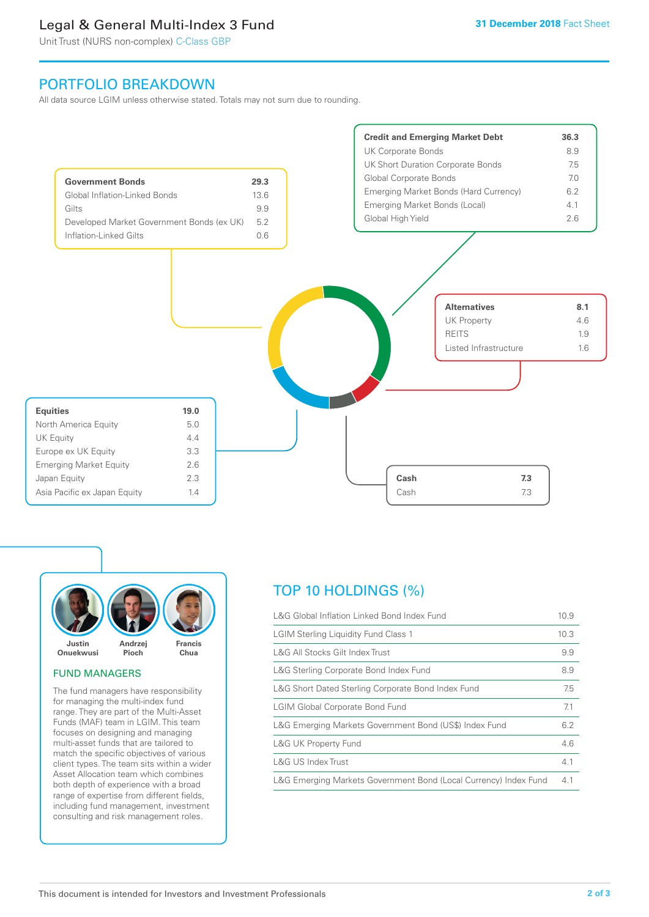## PORTFOLIO BREAKDOWN

All data source LGIM unless otherwise stated. Totals may not sum due to rounding.

| Government Bonds | 29.3 |
|---|---|
| Global Inflation-Linked Bonds | 13.6 |
| Gilts | 9.9 |
| Developed Market Government Bonds (ex UK) | 5.2 |
| Inflation-Linked Gilts | 0.6 |

| Credit and Emerging Market Debt | 36.3 |
|---|---|
| UK Corporate Bonds | 8.9 |
| UK Short Duration Corporate Bonds | 7.5 |
| Global Corporate Bonds | 7.0 |
| Emerging Market Bonds (Hard Currency) | 6.2 |
| Emerging Market Bonds (Local) | 4.1 |
| Global High Yield | 2.6 |

| Alternatives | 8.1 |
|---|---|
| UK Property | 4.6 |
| REITS | 1.9 |
| Listed Infrastructure | 1.6 |

| Equities | 19.0 |
|---|---|
| North America Equity | 5.0 |
| UK Equity | 4.4 |
| Europe ex UK Equity | 3.3 |
| Emerging Market Equity | 2.6 |
| Japan Equity | 2.3 |
| Asia Pacific ex Japan Equity | 1.4 |

| Cash | 7.3 |
|---|---|
| Cash | 7.3 |

Justin Onuekwusi, Andrzej Pioch, Francis Chua

### FUND MANAGERS

The fund managers have responsibility for managing the multi-index fund range. They are part of the Multi-Asset Funds (MAF) team in LGIM. This team focuses on designing and managing multi-asset funds that are tailored to match the specific objectives of various client types. The team sits within a wider Asset Allocation team which combines both depth of experience with a broad range of expertise from different fields, including fund management, investment consulting and risk management roles.

## TOP 10 HOLDINGS (%)

| Holding | % |
|---|---|
| L&G Global Inflation Linked Bond Index Fund | 10.9 |
| LGIM Sterling Liquidity Fund Class 1 | 10.3 |
| L&G All Stocks Gilt Index Trust | 9.9 |
| L&G Sterling Corporate Bond Index Fund | 8.9 |
| L&G Short Dated Sterling Corporate Bond Index Fund | 7.5 |
| LGIM Global Corporate Bond Fund | 7.1 |
| L&G Emerging Markets Government Bond (US$) Index Fund | 6.2 |
| L&G UK Property Fund | 4.6 |
| L&G US Index Trust | 4.1 |
| L&G Emerging Markets Government Bond (Local Currency) Index Fund | 4.1 |

This document is intended for Investors and Investment Professionals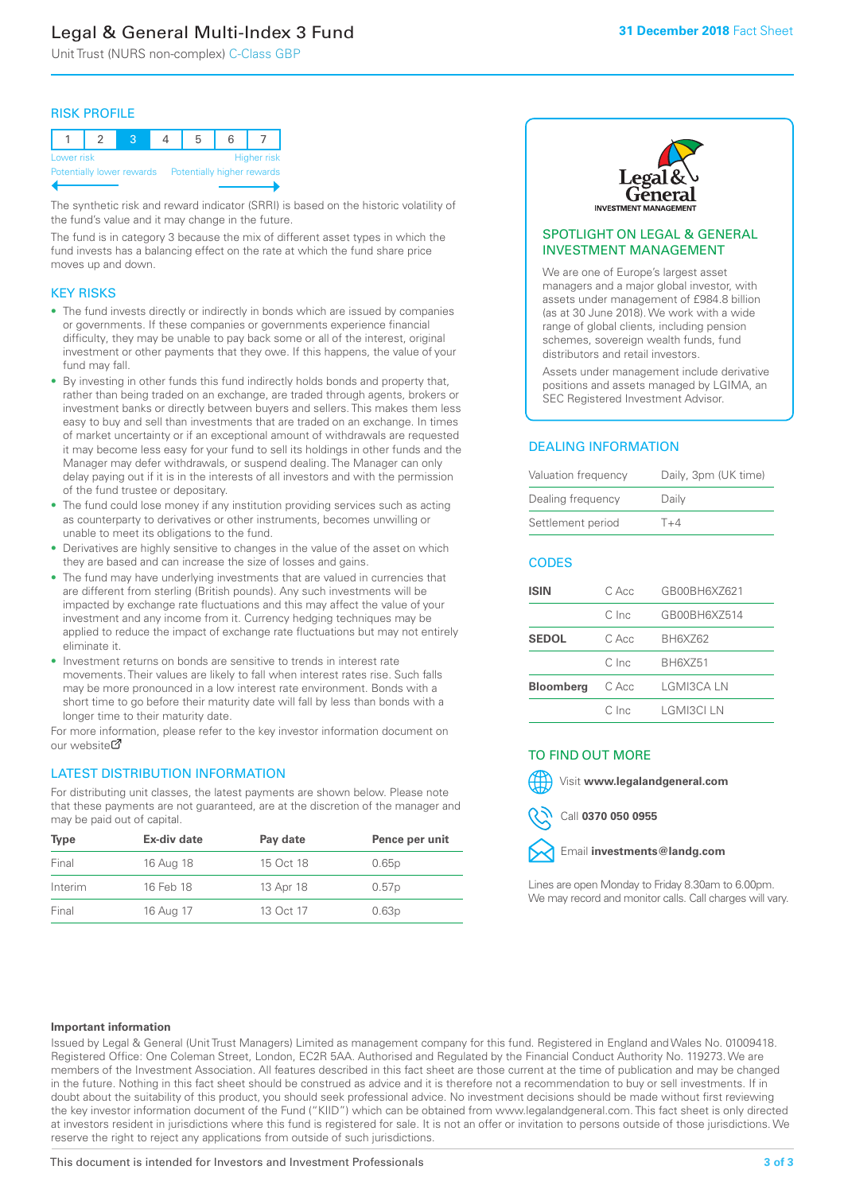# Legal & General Multi-Index 3 Fund

Unit Trust (NURS non-complex) C-Class GBP

**31 December 2018** Fact Sheet

## RISK PROFILE

| 1 | 2 | 3 | 4 | 5 | 6 | 7 |
|---|---|---|---|---|---|---|

Lower risk — Higher risk

Potentially lower rewards — Potentially higher rewards

The synthetic risk and reward indicator (SRRI) is based on the historic volatility of the fund's value and it may change in the future.

The fund is in category 3 because the mix of different asset types in which the fund invests has a balancing effect on the rate at which the fund share price moves up and down.

## KEY RISKS

- The fund invests directly or indirectly in bonds which are issued by companies or governments. If these companies or governments experience financial difficulty, they may be unable to pay back some or all of the interest, original investment or other payments that they owe. If this happens, the value of your fund may fall.
- By investing in other funds this fund indirectly holds bonds and property that, rather than being traded on an exchange, are traded through agents, brokers or investment banks or directly between buyers and sellers. This makes them less easy to buy and sell than investments that are traded on an exchange. In times of market uncertainty or if an exceptional amount of withdrawals are requested it may become less easy for your fund to sell its holdings in other funds and the Manager may defer withdrawals, or suspend dealing. The Manager can only delay paying out if it is in the interests of all investors and with the permission of the fund trustee or depositary.
- The fund could lose money if any institution providing services such as acting as counterparty to derivatives or other instruments, becomes unwilling or unable to meet its obligations to the fund.
- Derivatives are highly sensitive to changes in the value of the asset on which they are based and can increase the size of losses and gains.
- The fund may have underlying investments that are valued in currencies that are different from sterling (British pounds). Any such investments will be impacted by exchange rate fluctuations and this may affect the value of your investment and any income from it. Currency hedging techniques may be applied to reduce the impact of exchange rate fluctuations but may not entirely eliminate it.
- Investment returns on bonds are sensitive to trends in interest rate movements. Their values are likely to fall when interest rates rise. Such falls may be more pronounced in a low interest rate environment. Bonds with a short time to go before their maturity date will fall by less than bonds with a longer time to their maturity date.

For more information, please refer to the key investor information document on our website

## LATEST DISTRIBUTION INFORMATION

For distributing unit classes, the latest payments are shown below. Please note that these payments are not guaranteed, are at the discretion of the manager and may be paid out of capital.

| Type | Ex-div date | Pay date | Pence per unit |
|---|---|---|---|
| Final | 16 Aug 18 | 15 Oct 18 | 0.65p |
| Interim | 16 Feb 18 | 13 Apr 18 | 0.57p |
| Final | 16 Aug 17 | 13 Oct 17 | 0.63p |

## SPOTLIGHT ON LEGAL & GENERAL INVESTMENT MANAGEMENT

We are one of Europe's largest asset managers and a major global investor, with assets under management of £984.8 billion (as at 30 June 2018). We work with a wide range of global clients, including pension schemes, sovereign wealth funds, fund distributors and retail investors.

Assets under management include derivative positions and assets managed by LGIMA, an SEC Registered Investment Advisor.

## DEALING INFORMATION

| | |
|---|---|
| Valuation frequency | Daily, 3pm (UK time) |
| Dealing frequency | Daily |
| Settlement period | T+4 |

## CODES

| | | |
|---|---|---|
| **ISIN** | C Acc | GB00BH6XZ621 |
| | C Inc | GB00BH6XZ514 |
| **SEDOL** | C Acc | BH6XZ62 |
| | C Inc | BH6XZ51 |
| **Bloomberg** | C Acc | LGMI3CA LN |
| | C Inc | LGMI3CI LN |

## TO FIND OUT MORE

Visit **www.legalandgeneral.com**

Call **0370 050 0955**

Email **investments@landg.com**

Lines are open Monday to Friday 8.30am to 6.00pm. We may record and monitor calls. Call charges will vary.

**Important information**

Issued by Legal & General (Unit Trust Managers) Limited as management company for this fund. Registered in England and Wales No. 01009418. Registered Office: One Coleman Street, London, EC2R 5AA. Authorised and Regulated by the Financial Conduct Authority No. 119273. We are members of the Investment Association. All features described in this fact sheet are those current at the time of publication and may be changed in the future. Nothing in this fact sheet should be construed as advice and it is therefore not a recommendation to buy or sell investments. If in doubt about the suitability of this product, you should seek professional advice. No investment decisions should be made without first reviewing the key investor information document of the Fund ("KIID") which can be obtained from www.legalandgeneral.com. This fact sheet is only directed at investors resident in jurisdictions where this fund is registered for sale. It is not an offer or invitation to persons outside of those jurisdictions. We reserve the right to reject any applications from outside of such jurisdictions.

This document is intended for Investors and Investment Professionals